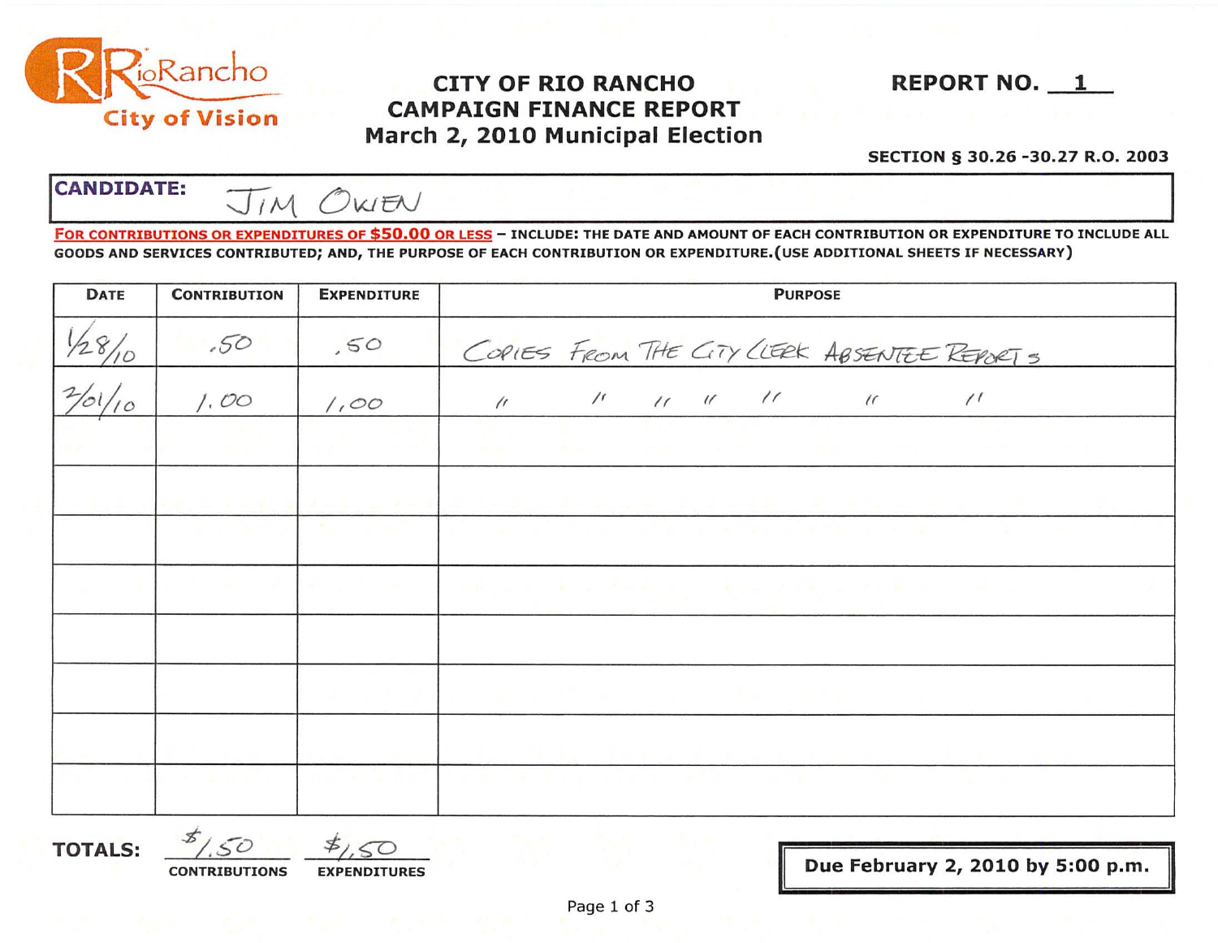RioRancho City of Vision

# CITY OF RIO RANCHO CAMPAIGN FINANCE REPORT March 2, 2010 Municipal Election

**REPORT NO. 1**

**SECTION § 30.26 -30.27 R.O. 2003**

**CANDIDATE:** JIM OWEN

**FOR CONTRIBUTIONS OR EXPENDITURES OF $50.00 OR LESS** – INCLUDE: THE DATE AND AMOUNT OF EACH CONTRIBUTION OR EXPENDITURE TO INCLUDE ALL GOODS AND SERVICES CONTRIBUTED; AND, THE PURPOSE OF EACH CONTRIBUTION OR EXPENDITURE.(USE ADDITIONAL SHEETS IF NECESSARY)

| DATE | CONTRIBUTION | EXPENDITURE | PURPOSE |
|---|---|---|---|
| 1/28/10 | .50 | .50 | COPIES FROM THE CITY CLERK ABSENTEE REPORTS |
| 2/01/10 | 1.00 | 1.00 | " " " " " " " |
| | | | |
| | | | |
| | | | |
| | | | |
| | | | |
| | | | |
| | | | |
| | | | |

**TOTALS:** $1.50 CONTRIBUTIONS $1.50 EXPENDITURES

**Due February 2, 2010 by 5:00 p.m.**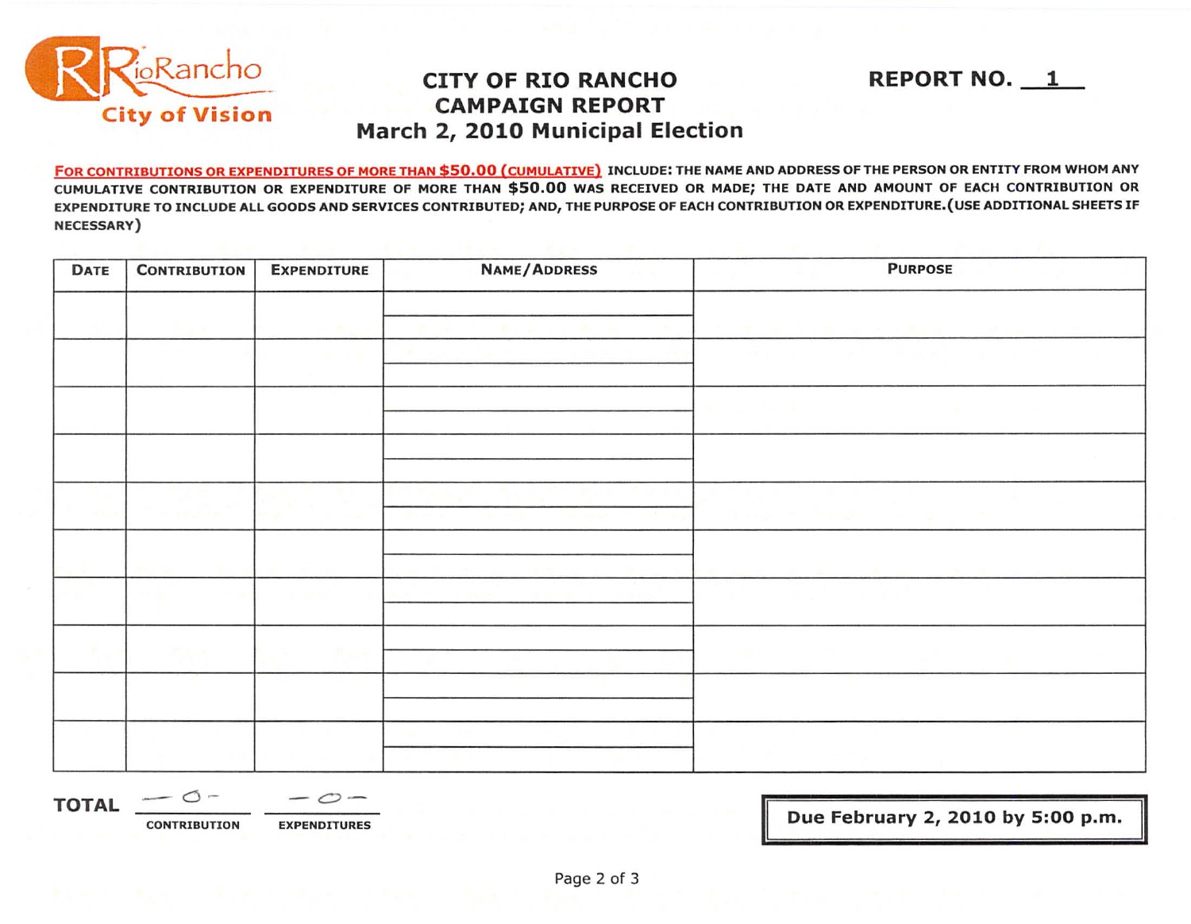RioRancho
City of Vision

# CITY OF RIO RANCHO
## CAMPAIGN REPORT
## March 2, 2010 Municipal Election

**REPORT NO. 1**

**FOR CONTRIBUTIONS OR EXPENDITURES OF MORE THAN $50.00 (CUMULATIVE)** INCLUDE: THE NAME AND ADDRESS OF THE PERSON OR ENTITY FROM WHOM ANY CUMULATIVE CONTRIBUTION OR EXPENDITURE OF MORE THAN **$50.00** WAS RECEIVED OR MADE; THE DATE AND AMOUNT OF EACH CONTRIBUTION OR EXPENDITURE TO INCLUDE ALL GOODS AND SERVICES CONTRIBUTED; AND, THE PURPOSE OF EACH CONTRIBUTION OR EXPENDITURE. (USE ADDITIONAL SHEETS IF NECESSARY)

| DATE | CONTRIBUTION | EXPENDITURE | NAME/ADDRESS | PURPOSE |
|---|---|---|---|---|
| | | | | |
| | | | | |
| | | | | |
| | | | | |
| | | | | |
| | | | | |
| | | | | |
| | | | | |
| | | | | |
| | | | | |

**TOTAL** -0- (CONTRIBUTION) -0- (EXPENDITURES)

**Due February 2, 2010 by 5:00 p.m.**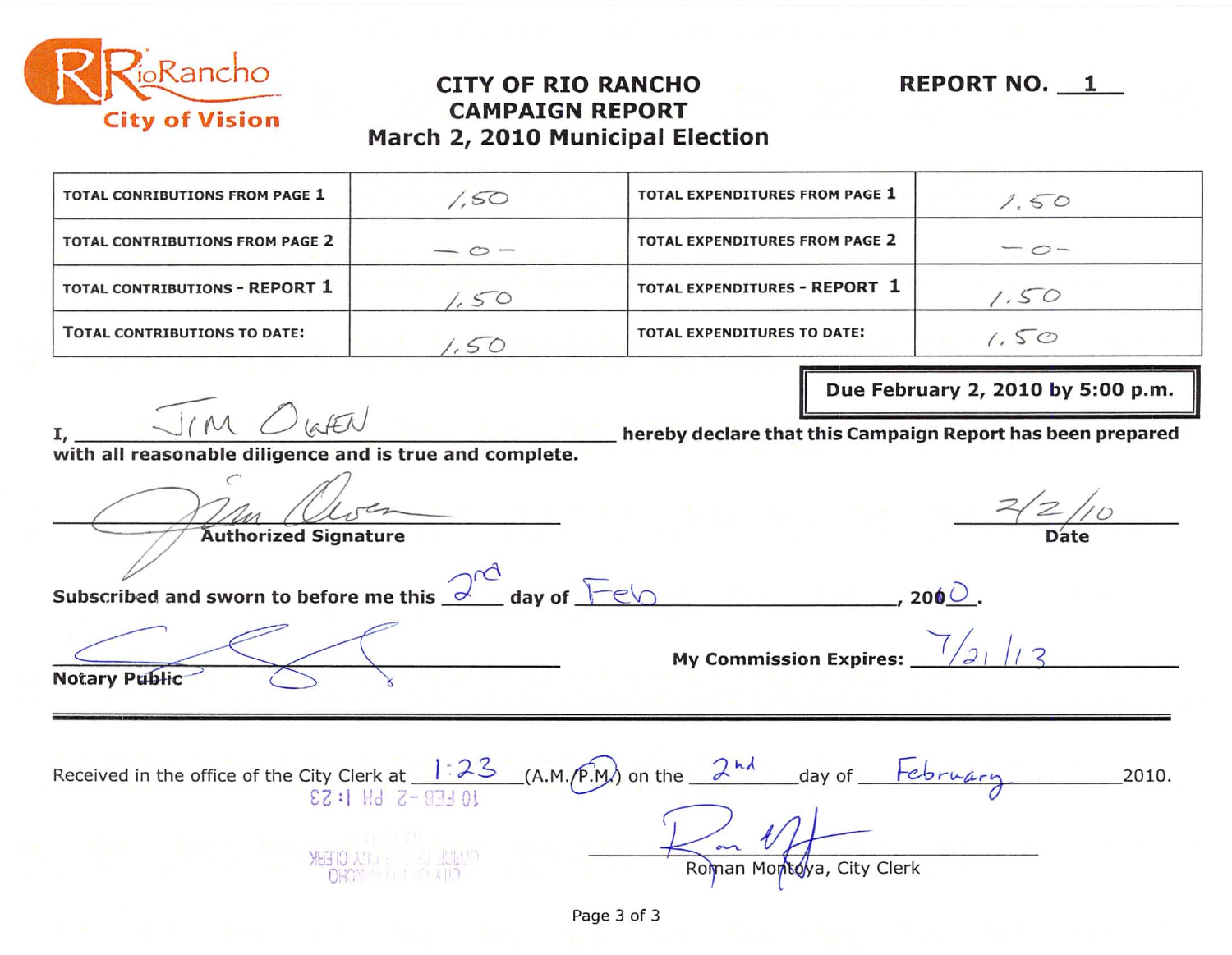RioRancho
City of Vision

# CITY OF RIO RANCHO
## CAMPAIGN REPORT
## March 2, 2010 Municipal Election

**REPORT NO. 1**

| | | | |
|---|---|---|---|
| TOTAL CONRIBUTIONS FROM PAGE 1 | 1.50 | TOTAL EXPENDITURES FROM PAGE 1 | 1.50 |
| TOTAL CONTRIBUTIONS FROM PAGE 2 | -0- | TOTAL EXPENDITURES FROM PAGE 2 | -0- |
| TOTAL CONTRIBUTIONS - REPORT 1 | 1.50 | TOTAL EXPENDITURES - REPORT 1 | 1.50 |
| TOTAL CONTRIBUTIONS TO DATE: | 1.50 | TOTAL EXPENDITURES TO DATE: | 1.50 |

**Due February 2, 2010 by 5:00 p.m.**

**I,** JIM OWEN **hereby declare that this Campaign Report has been prepared with all reasonable diligence and is true and complete.**

(signature)
**Authorized Signature**

2/2/10
**Date**

**Subscribed and sworn to before me this** 2nd **day of** Feb**, 20**10**.**

(signature)
**Notary Public**

**My Commission Expires:** 7/21/13

---

Received in the office of the City Clerk at 1:23 (A.M./P.M.) on the 2nd day of February 2010.

10 FEB -2 PM 1:23
OFFICE OF THE CITY CLERK
CITY OF RIO RANCHO

(signature)
Roman Montoya, City Clerk